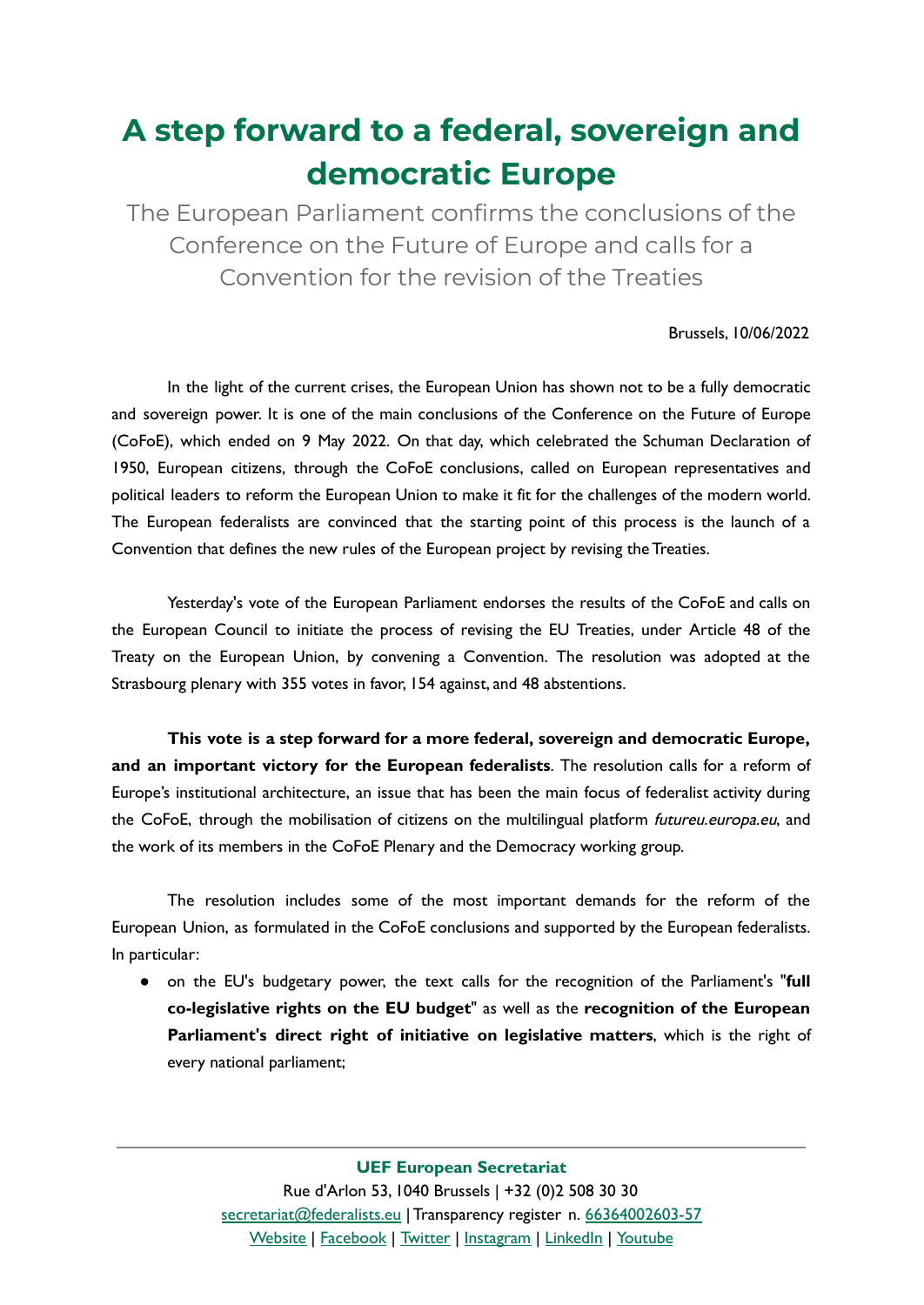# A step forward to a federal, sovereign and democratic Europe

The European Parliament confirms the conclusions of the Conference on the Future of Europe and calls for a Convention for the revision of the Treaties

Brussels, 10/06/2022

In the light of the current crises, the European Union has shown not to be a fully democratic and sovereign power. It is one of the main conclusions of the Conference on the Future of Europe (CoFoE), which ended on 9 May 2022. On that day, which celebrated the Schuman Declaration of 1950, European citizens, through the CoFoE conclusions, called on European representatives and political leaders to reform the European Union to make it fit for the challenges of the modern world. The European federalists are convinced that the starting point of this process is the launch of a Convention that defines the new rules of the European project by revising the Treaties.

Yesterday's vote of the European Parliament endorses the results of the CoFoE and calls on the European Council to initiate the process of revising the EU Treaties, under Article 48 of the Treaty on the European Union, by convening a Convention. The resolution was adopted at the Strasbourg plenary with 355 votes in favor, 154 against, and 48 abstentions.

**This vote is a step forward for a more federal, sovereign and democratic Europe, and an important victory for the European federalists**. The resolution calls for a reform of Europe's institutional architecture, an issue that has been the main focus of federalist activity during the CoFoE, through the mobilisation of citizens on the multilingual platform *futureu.europa.eu*, and the work of its members in the CoFoE Plenary and the Democracy working group.

The resolution includes some of the most important demands for the reform of the European Union, as formulated in the CoFoE conclusions and supported by the European federalists. In particular:

- on the EU's budgetary power, the text calls for the recognition of the Parliament's "**full co-legislative rights on the EU budget**" as well as the **recognition of the European Parliament's direct right of initiative on legislative matters**, which is the right of every national parliament;

**UEF European Secretariat**
Rue d'Arlon 53, 1040 Brussels | +32 (0)2 508 30 30
secretariat@federalists.eu | Transparency register n. 66364002603-57
Website | Facebook | Twitter | Instagram | LinkedIn | Youtube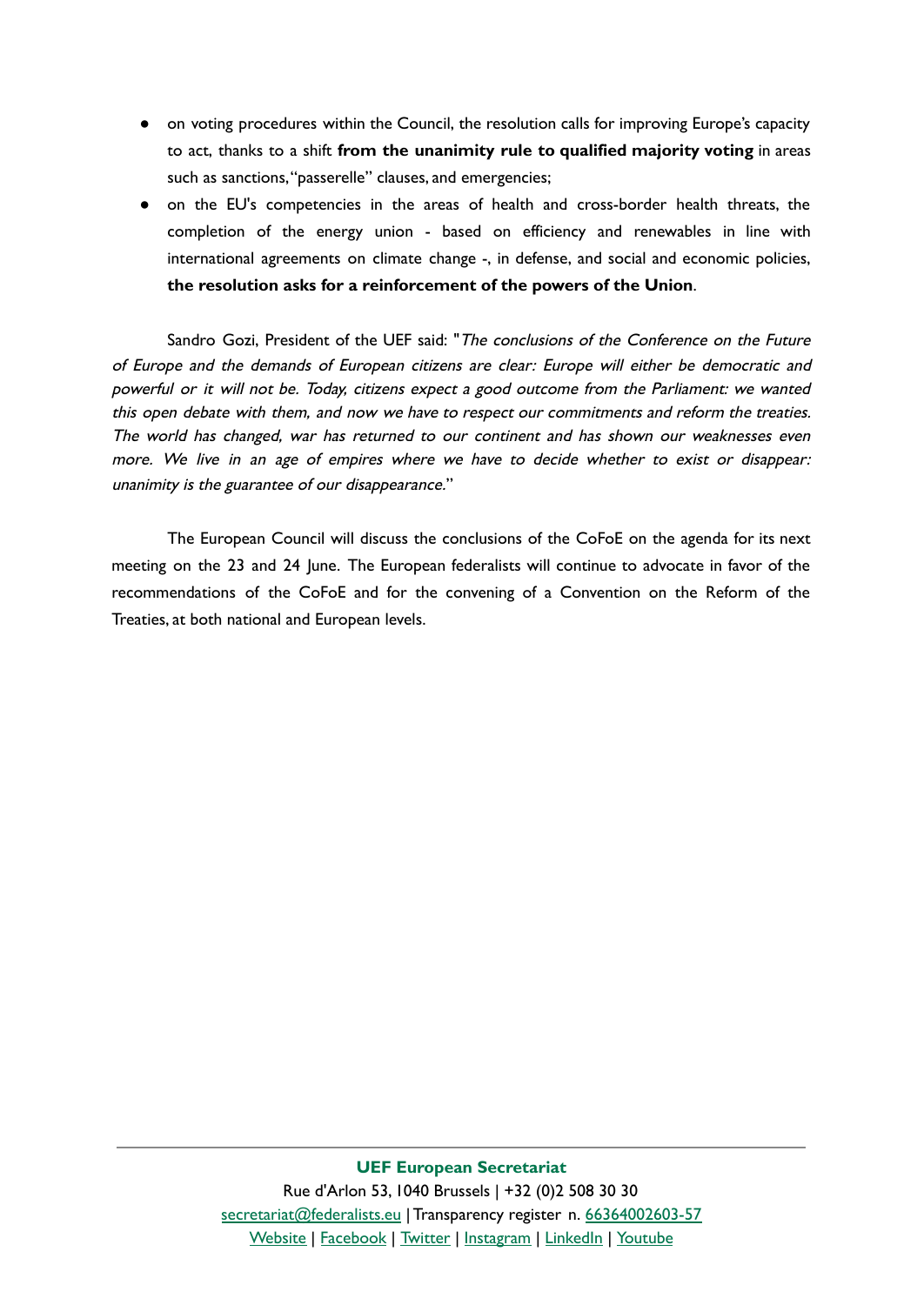- on voting procedures within the Council, the resolution calls for improving Europe's capacity to act, thanks to a shift **from the unanimity rule to qualified majority voting** in areas such as sanctions, "passerelle" clauses, and emergencies;
- on the EU's competencies in the areas of health and cross-border health threats, the completion of the energy union - based on efficiency and renewables in line with international agreements on climate change -, in defense, and social and economic policies, **the resolution asks for a reinforcement of the powers of the Union**.

Sandro Gozi, President of the UEF said: "*The conclusions of the Conference on the Future of Europe and the demands of European citizens are clear: Europe will either be democratic and powerful or it will not be. Today, citizens expect a good outcome from the Parliament: we wanted this open debate with them, and now we have to respect our commitments and reform the treaties. The world has changed, war has returned to our continent and has shown our weaknesses even more. We live in an age of empires where we have to decide whether to exist or disappear: unanimity is the guarantee of our disappearance.*"

The European Council will discuss the conclusions of the CoFoE on the agenda for its next meeting on the 23 and 24 June. The European federalists will continue to advocate in favor of the recommendations of the CoFoE and for the convening of a Convention on the Reform of the Treaties, at both national and European levels.

---

**UEF European Secretariat**
Rue d'Arlon 53, 1040 Brussels | +32 (0)2 508 30 30
secretariat@federalists.eu | Transparency register n. 66364002603-57
Website | Facebook | Twitter | Instagram | LinkedIn | Youtube